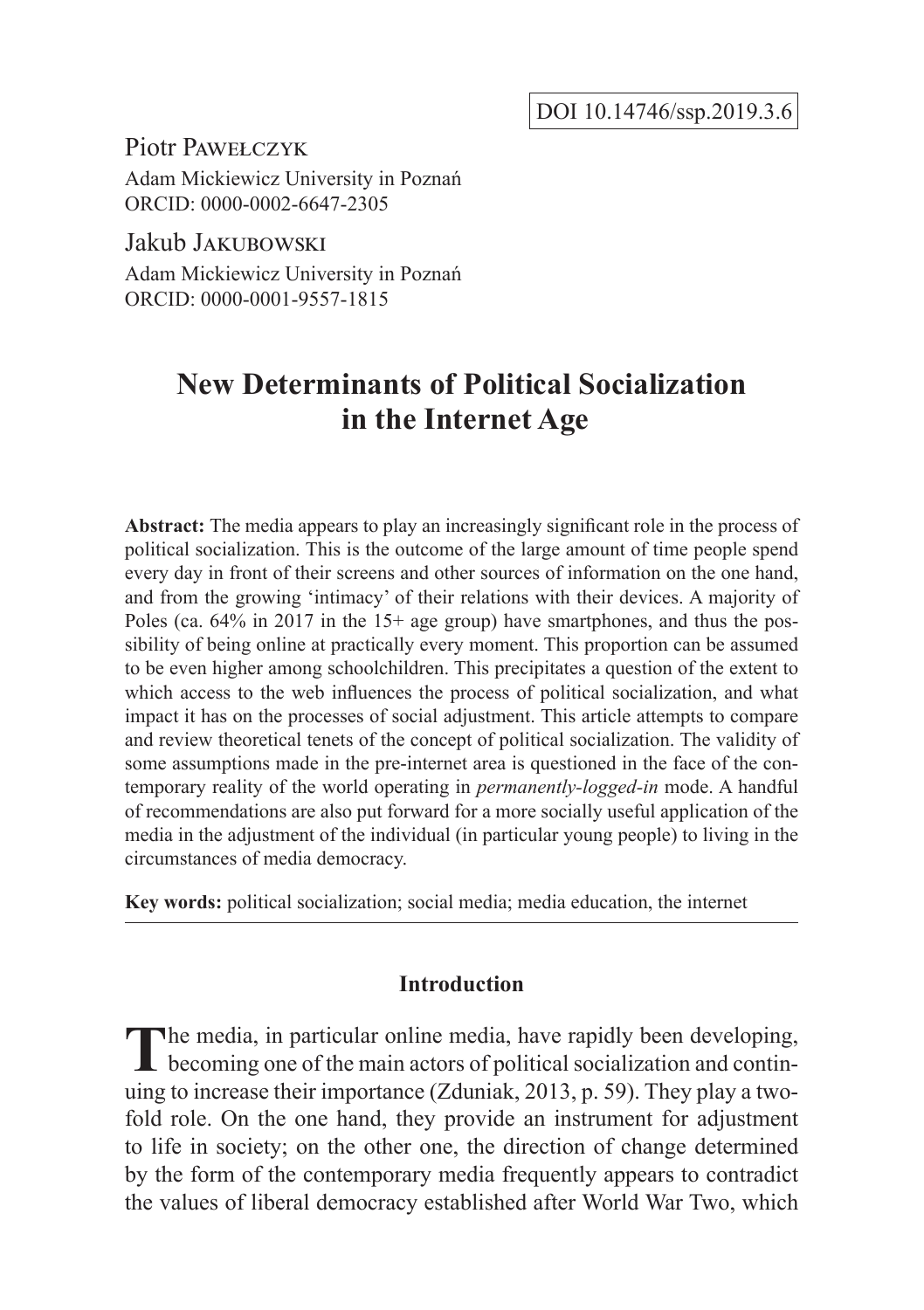DOI 10.14746/ssp.2019.3.6

Piotr Pawełczyk
Adam Mickiewicz University in Poznań
ORCID: 0000-0002-6647-2305

Jakub Jakubowski
Adam Mickiewicz University in Poznań
ORCID: 0000-0001-9557-1815

# New Determinants of Political Socialization in the Internet Age

**Abstract:** The media appears to play an increasingly significant role in the process of political socialization. This is the outcome of the large amount of time people spend every day in front of their screens and other sources of information on the one hand, and from the growing 'intimacy' of their relations with their devices. A majority of Poles (ca. 64% in 2017 in the 15+ age group) have smartphones, and thus the possibility of being online at practically every moment. This proportion can be assumed to be even higher among schoolchildren. This precipitates a question of the extent to which access to the web influences the process of political socialization, and what impact it has on the processes of social adjustment. This article attempts to compare and review theoretical tenets of the concept of political socialization. The validity of some assumptions made in the pre-internet area is questioned in the face of the contemporary reality of the world operating in *permanently-logged-in* mode. A handful of recommendations are also put forward for a more socially useful application of the media in the adjustment of the individual (in particular young people) to living in the circumstances of media democracy.

**Key words:** political socialization; social media; media education, the internet

## Introduction

The media, in particular online media, have rapidly been developing, becoming one of the main actors of political socialization and continuing to increase their importance (Zduniak, 2013, p. 59). They play a twofold role. On the one hand, they provide an instrument for adjustment to life in society; on the other one, the direction of change determined by the form of the contemporary media frequently appears to contradict the values of liberal democracy established after World War Two, which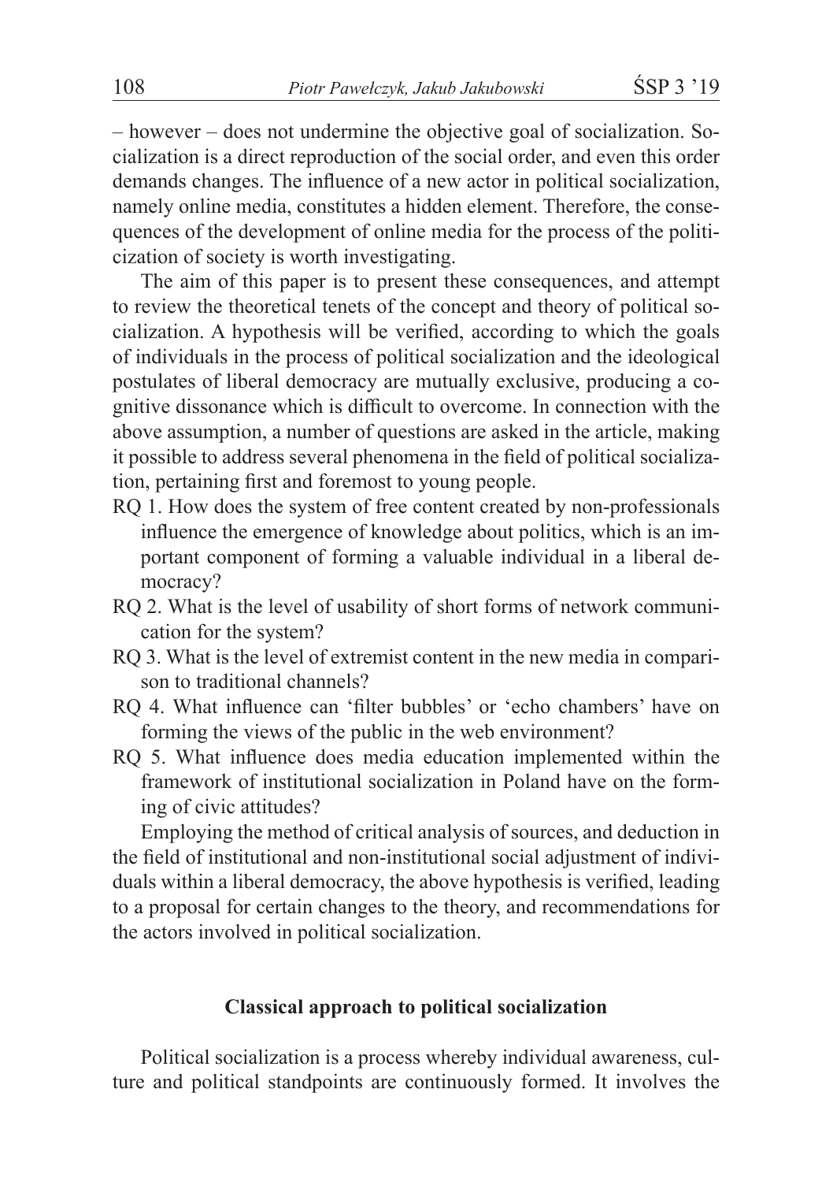– however – does not undermine the objective goal of socialization. Socialization is a direct reproduction of the social order, and even this order demands changes. The influence of a new actor in political socialization, namely online media, constitutes a hidden element. Therefore, the consequences of the development of online media for the process of the politicization of society is worth investigating.

The aim of this paper is to present these consequences, and attempt to review the theoretical tenets of the concept and theory of political socialization. A hypothesis will be verified, according to which the goals of individuals in the process of political socialization and the ideological postulates of liberal democracy are mutually exclusive, producing a cognitive dissonance which is difficult to overcome. In connection with the above assumption, a number of questions are asked in the article, making it possible to address several phenomena in the field of political socialization, pertaining first and foremost to young people.

- RQ 1. How does the system of free content created by non-professionals influence the emergence of knowledge about politics, which is an important component of forming a valuable individual in a liberal democracy?
- RQ 2. What is the level of usability of short forms of network communication for the system?
- RQ 3. What is the level of extremist content in the new media in comparison to traditional channels?
- RQ 4. What influence can 'filter bubbles' or 'echo chambers' have on forming the views of the public in the web environment?
- RQ 5. What influence does media education implemented within the framework of institutional socialization in Poland have on the forming of civic attitudes?

Employing the method of critical analysis of sources, and deduction in the field of institutional and non-institutional social adjustment of individuals within a liberal democracy, the above hypothesis is verified, leading to a proposal for certain changes to the theory, and recommendations for the actors involved in political socialization.

## Classical approach to political socialization

Political socialization is a process whereby individual awareness, culture and political standpoints are continuously formed. It involves the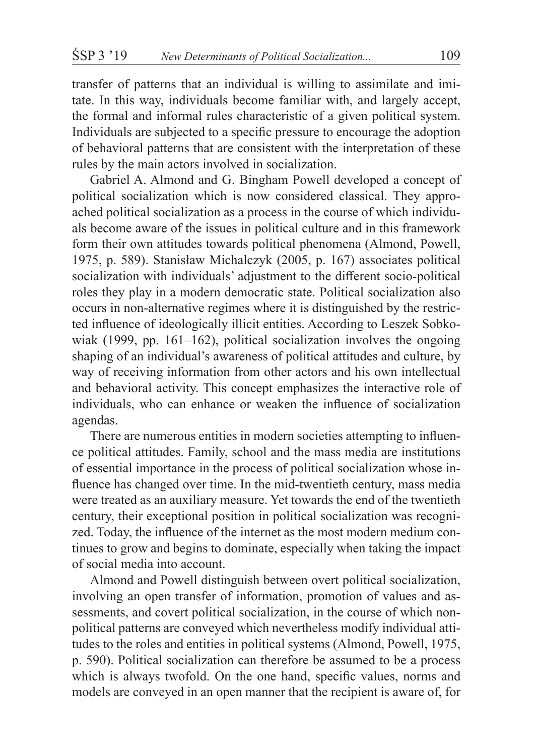transfer of patterns that an individual is willing to assimilate and imitate. In this way, individuals become familiar with, and largely accept, the formal and informal rules characteristic of a given political system. Individuals are subjected to a specific pressure to encourage the adoption of behavioral patterns that are consistent with the interpretation of these rules by the main actors involved in socialization.

Gabriel A. Almond and G. Bingham Powell developed a concept of political socialization which is now considered classical. They approached political socialization as a process in the course of which individuals become aware of the issues in political culture and in this framework form their own attitudes towards political phenomena (Almond, Powell, 1975, p. 589). Stanisław Michalczyk (2005, p. 167) associates political socialization with individuals' adjustment to the different socio-political roles they play in a modern democratic state. Political socialization also occurs in non-alternative regimes where it is distinguished by the restricted influence of ideologically illicit entities. According to Leszek Sobkowiak (1999, pp. 161–162), political socialization involves the ongoing shaping of an individual's awareness of political attitudes and culture, by way of receiving information from other actors and his own intellectual and behavioral activity. This concept emphasizes the interactive role of individuals, who can enhance or weaken the influence of socialization agendas.

There are numerous entities in modern societies attempting to influence political attitudes. Family, school and the mass media are institutions of essential importance in the process of political socialization whose influence has changed over time. In the mid-twentieth century, mass media were treated as an auxiliary measure. Yet towards the end of the twentieth century, their exceptional position in political socialization was recognized. Today, the influence of the internet as the most modern medium continues to grow and begins to dominate, especially when taking the impact of social media into account.

Almond and Powell distinguish between overt political socialization, involving an open transfer of information, promotion of values and assessments, and covert political socialization, in the course of which non-political patterns are conveyed which nevertheless modify individual attitudes to the roles and entities in political systems (Almond, Powell, 1975, p. 590). Political socialization can therefore be assumed to be a process which is always twofold. On the one hand, specific values, norms and models are conveyed in an open manner that the recipient is aware of, for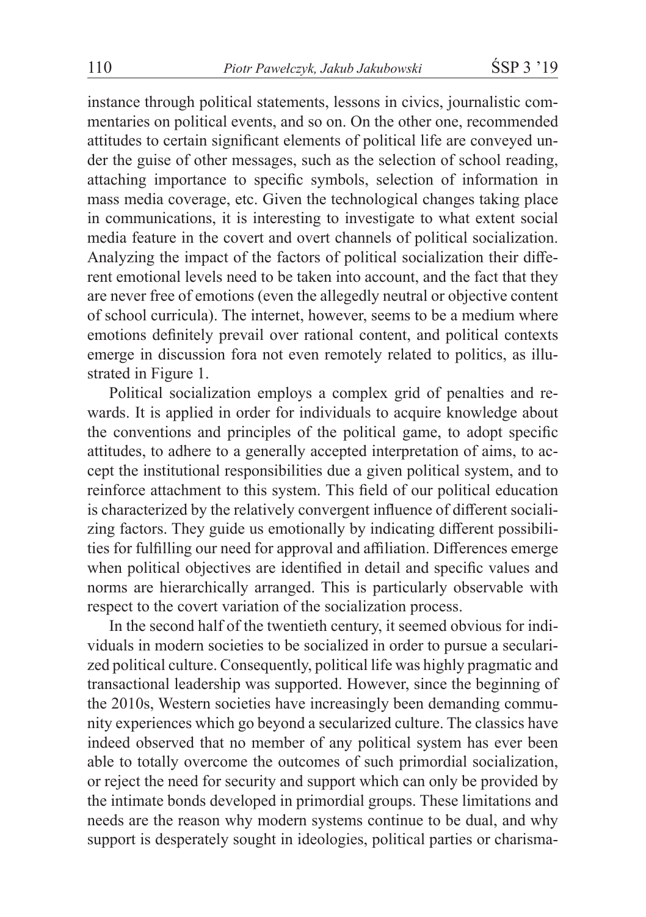instance through political statements, lessons in civics, journalistic commentaries on political events, and so on. On the other one, recommended attitudes to certain significant elements of political life are conveyed under the guise of other messages, such as the selection of school reading, attaching importance to specific symbols, selection of information in mass media coverage, etc. Given the technological changes taking place in communications, it is interesting to investigate to what extent social media feature in the covert and overt channels of political socialization. Analyzing the impact of the factors of political socialization their different emotional levels need to be taken into account, and the fact that they are never free of emotions (even the allegedly neutral or objective content of school curricula). The internet, however, seems to be a medium where emotions definitely prevail over rational content, and political contexts emerge in discussion fora not even remotely related to politics, as illustrated in Figure 1.

Political socialization employs a complex grid of penalties and rewards. It is applied in order for individuals to acquire knowledge about the conventions and principles of the political game, to adopt specific attitudes, to adhere to a generally accepted interpretation of aims, to accept the institutional responsibilities due a given political system, and to reinforce attachment to this system. This field of our political education is characterized by the relatively convergent influence of different socializing factors. They guide us emotionally by indicating different possibilities for fulfilling our need for approval and affiliation. Differences emerge when political objectives are identified in detail and specific values and norms are hierarchically arranged. This is particularly observable with respect to the covert variation of the socialization process.

In the second half of the twentieth century, it seemed obvious for individuals in modern societies to be socialized in order to pursue a secularized political culture. Consequently, political life was highly pragmatic and transactional leadership was supported. However, since the beginning of the 2010s, Western societies have increasingly been demanding community experiences which go beyond a secularized culture. The classics have indeed observed that no member of any political system has ever been able to totally overcome the outcomes of such primordial socialization, or reject the need for security and support which can only be provided by the intimate bonds developed in primordial groups. These limitations and needs are the reason why modern systems continue to be dual, and why support is desperately sought in ideologies, political parties or charisma-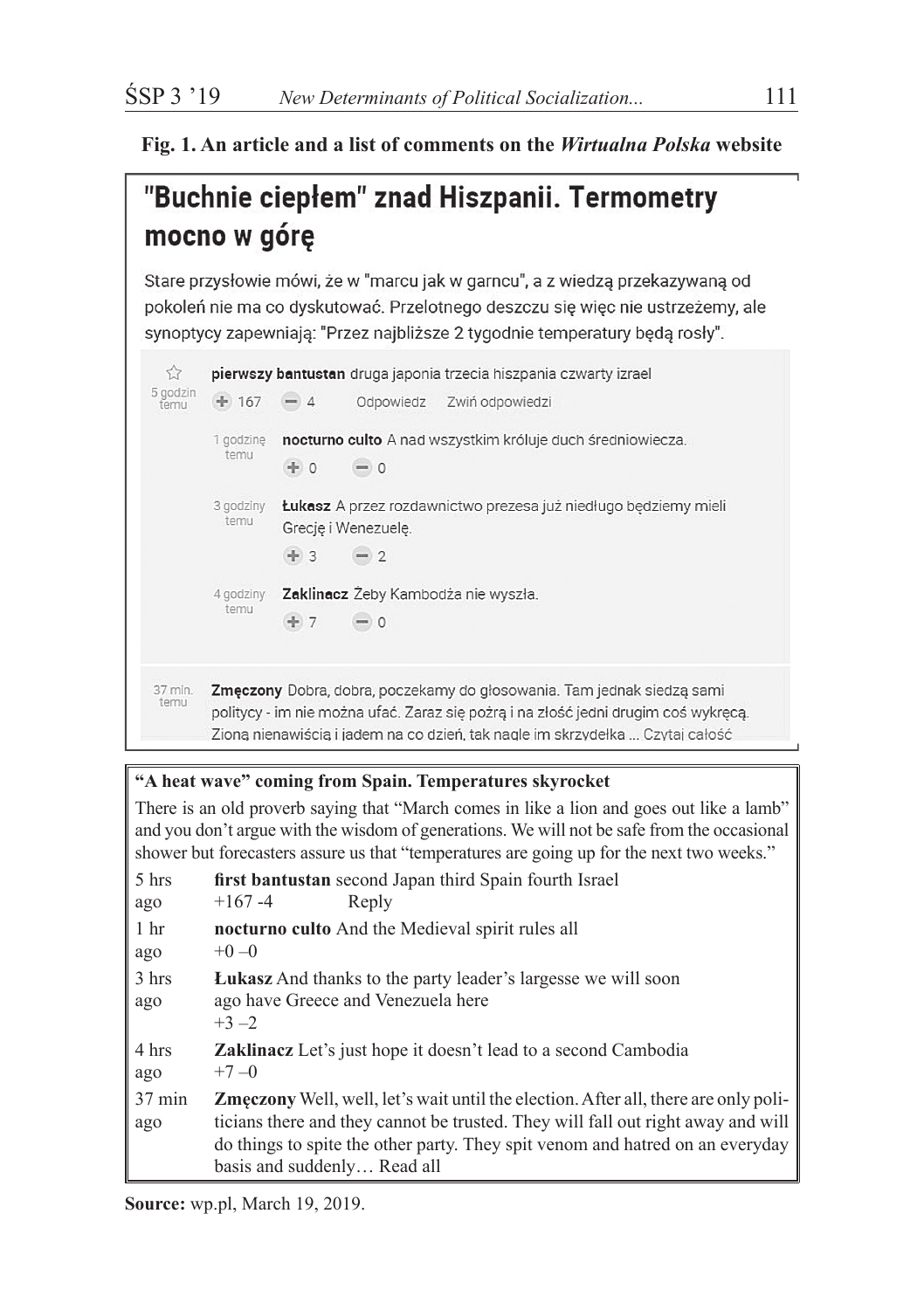**Fig. 1. An article and a list of comments on the *Wirtualna Polska* website**

## "Buchnie ciepłem" znad Hiszpanii. Termometry mocno w górę

Stare przysłowie mówi, że w "marcu jak w garncu", a z wiedzą przekazywaną od pokoleń nie ma co dyskutować. Przelotnego deszczu się więc nie ustrzeżemy, ale synoptycy zapewniają: "Przez najbliższe 2 tygodnie temperatury będą rosły".

5 godzin temu — **pierwszy bantustan** druga japonia trzecia hiszpania czwarty izrael
+ 167 − 4 Odpowiedz Zwiń odpowiedzi

1 godzinę temu — **nocturno culto** A nad wszystkim króluje duch średniowiecza.
+ 0 − 0

3 godziny temu — **Łukasz** A przez rozdawnictwo prezesa już niedługo będziemy mieli Grecję i Wenezuelę.
+ 3 − 2

4 godziny temu — **Zaklinacz** Żeby Kambodża nie wyszła.
+ 7 − 0

37 min. temu — **Zmęczony** Dobra, dobra, poczekamy do głosowania. Tam jednak siedzą sami politycy - im nie można ufać. Zaraz się pożrą i na złość jedni drugim coś wykręcą. Zioną nienawiścią i jadem na co dzień, tak nagle im skrzydełka ... Czytaj całość

---

**"A heat wave" coming from Spain. Temperatures skyrocket**

There is an old proverb saying that "March comes in like a lion and goes out like a lamb" and you don't argue with the wisdom of generations. We will not be safe from the occasional shower but forecasters assure us that "temperatures are going up for the next two weeks."

| | |
|---|---|
| 5 hrs ago | **first bantustan** second Japan third Spain fourth Israel<br>+167 -4 Reply |
| 1 hr ago | **nocturno culto** And the Medieval spirit rules all<br>+0 –0 |
| 3 hrs ago | **Łukasz** And thanks to the party leader's largesse we will soon ago have Greece and Venezuela here<br>+3 –2 |
| 4 hrs ago | **Zaklinacz** Let's just hope it doesn't lead to a second Cambodia<br>+7 –0 |
| 37 min ago | **Zmęczony** Well, well, let's wait until the election. After all, there are only politicians there and they cannot be trusted. They will fall out right away and will do things to spite the other party. They spit venom and hatred on an everyday basis and suddenly… Read all |

**Source:** wp.pl, March 19, 2019.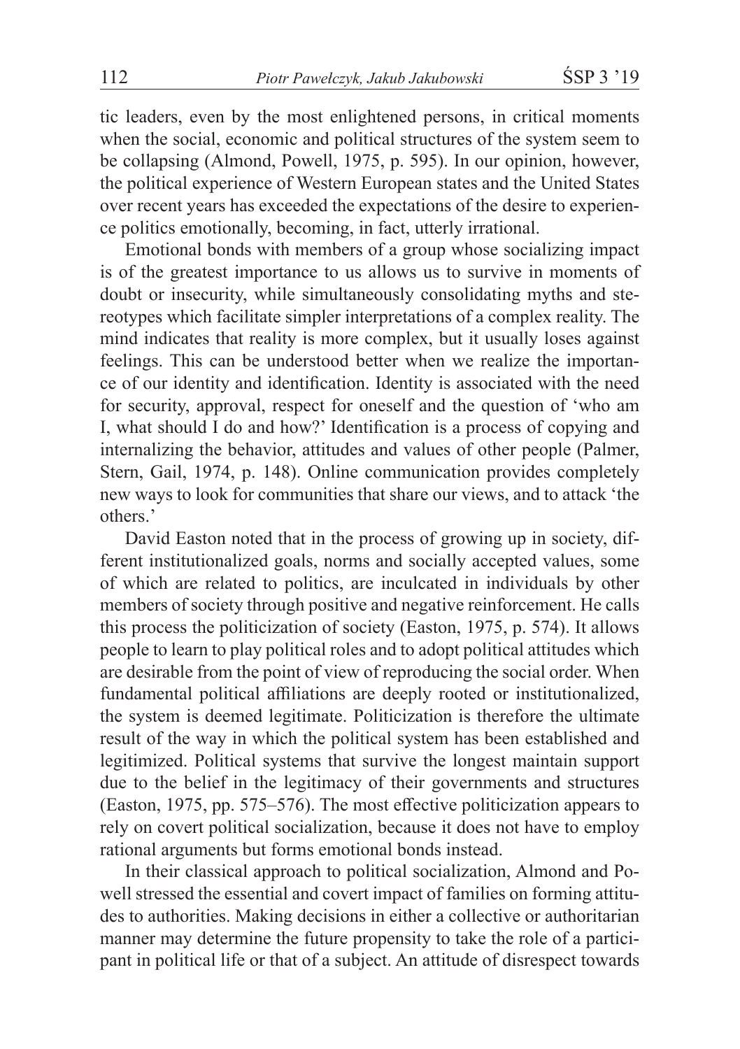tic leaders, even by the most enlightened persons, in critical moments when the social, economic and political structures of the system seem to be collapsing (Almond, Powell, 1975, p. 595). In our opinion, however, the political experience of Western European states and the United States over recent years has exceeded the expectations of the desire to experience politics emotionally, becoming, in fact, utterly irrational.

Emotional bonds with members of a group whose socializing impact is of the greatest importance to us allows us to survive in moments of doubt or insecurity, while simultaneously consolidating myths and stereotypes which facilitate simpler interpretations of a complex reality. The mind indicates that reality is more complex, but it usually loses against feelings. This can be understood better when we realize the importance of our identity and identification. Identity is associated with the need for security, approval, respect for oneself and the question of 'who am I, what should I do and how?' Identification is a process of copying and internalizing the behavior, attitudes and values of other people (Palmer, Stern, Gail, 1974, p. 148). Online communication provides completely new ways to look for communities that share our views, and to attack 'the others.'

David Easton noted that in the process of growing up in society, different institutionalized goals, norms and socially accepted values, some of which are related to politics, are inculcated in individuals by other members of society through positive and negative reinforcement. He calls this process the politicization of society (Easton, 1975, p. 574). It allows people to learn to play political roles and to adopt political attitudes which are desirable from the point of view of reproducing the social order. When fundamental political affiliations are deeply rooted or institutionalized, the system is deemed legitimate. Politicization is therefore the ultimate result of the way in which the political system has been established and legitimized. Political systems that survive the longest maintain support due to the belief in the legitimacy of their governments and structures (Easton, 1975, pp. 575–576). The most effective politicization appears to rely on covert political socialization, because it does not have to employ rational arguments but forms emotional bonds instead.

In their classical approach to political socialization, Almond and Powell stressed the essential and covert impact of families on forming attitudes to authorities. Making decisions in either a collective or authoritarian manner may determine the future propensity to take the role of a participant in political life or that of a subject. An attitude of disrespect towards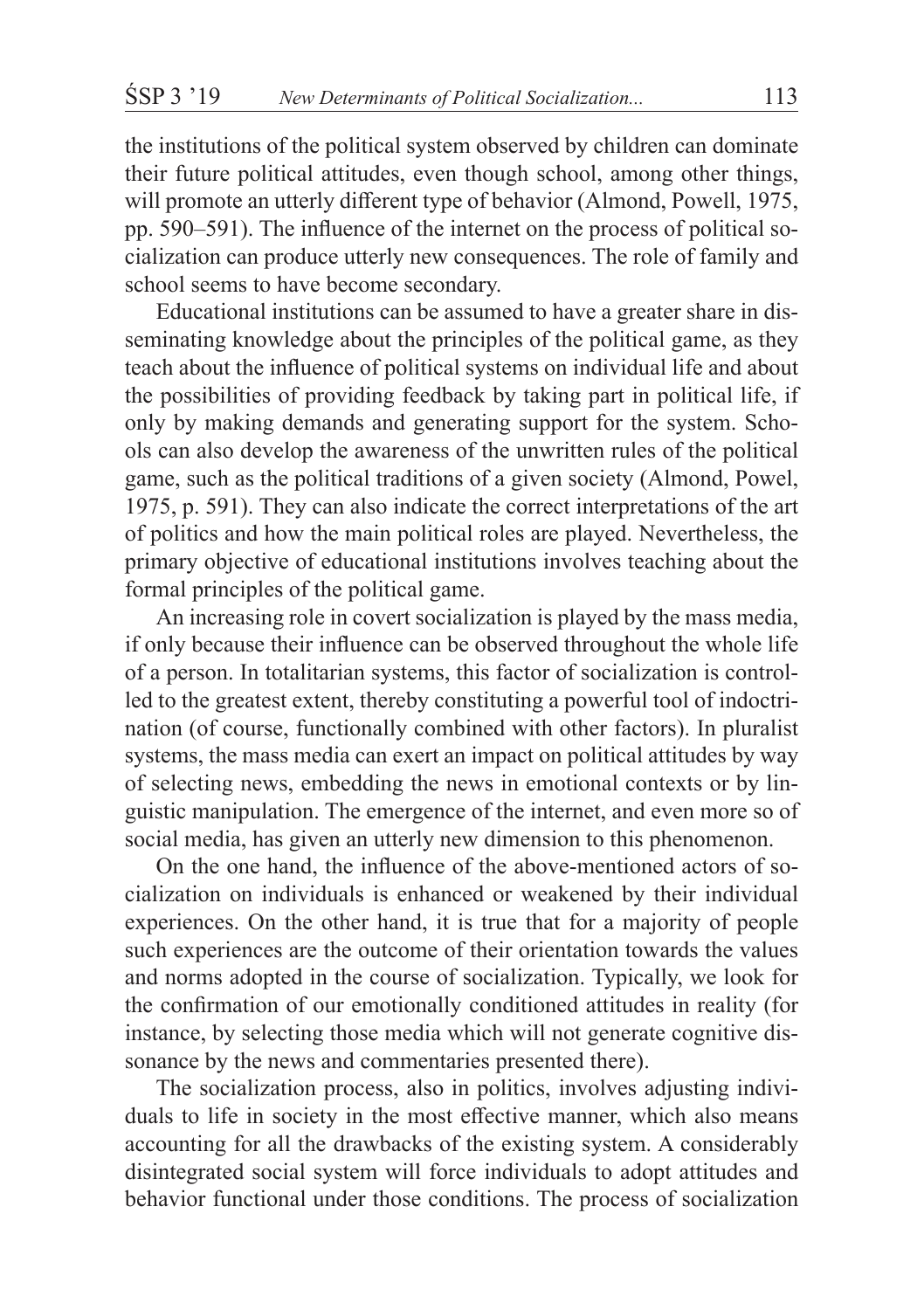the institutions of the political system observed by children can dominate their future political attitudes, even though school, among other things, will promote an utterly different type of behavior (Almond, Powell, 1975, pp. 590–591). The influence of the internet on the process of political socialization can produce utterly new consequences. The role of family and school seems to have become secondary.

Educational institutions can be assumed to have a greater share in disseminating knowledge about the principles of the political game, as they teach about the influence of political systems on individual life and about the possibilities of providing feedback by taking part in political life, if only by making demands and generating support for the system. Schools can also develop the awareness of the unwritten rules of the political game, such as the political traditions of a given society (Almond, Powel, 1975, p. 591). They can also indicate the correct interpretations of the art of politics and how the main political roles are played. Nevertheless, the primary objective of educational institutions involves teaching about the formal principles of the political game.

An increasing role in covert socialization is played by the mass media, if only because their influence can be observed throughout the whole life of a person. In totalitarian systems, this factor of socialization is controlled to the greatest extent, thereby constituting a powerful tool of indoctrination (of course, functionally combined with other factors). In pluralist systems, the mass media can exert an impact on political attitudes by way of selecting news, embedding the news in emotional contexts or by linguistic manipulation. The emergence of the internet, and even more so of social media, has given an utterly new dimension to this phenomenon.

On the one hand, the influence of the above-mentioned actors of socialization on individuals is enhanced or weakened by their individual experiences. On the other hand, it is true that for a majority of people such experiences are the outcome of their orientation towards the values and norms adopted in the course of socialization. Typically, we look for the confirmation of our emotionally conditioned attitudes in reality (for instance, by selecting those media which will not generate cognitive dissonance by the news and commentaries presented there).

The socialization process, also in politics, involves adjusting individuals to life in society in the most effective manner, which also means accounting for all the drawbacks of the existing system. A considerably disintegrated social system will force individuals to adopt attitudes and behavior functional under those conditions. The process of socialization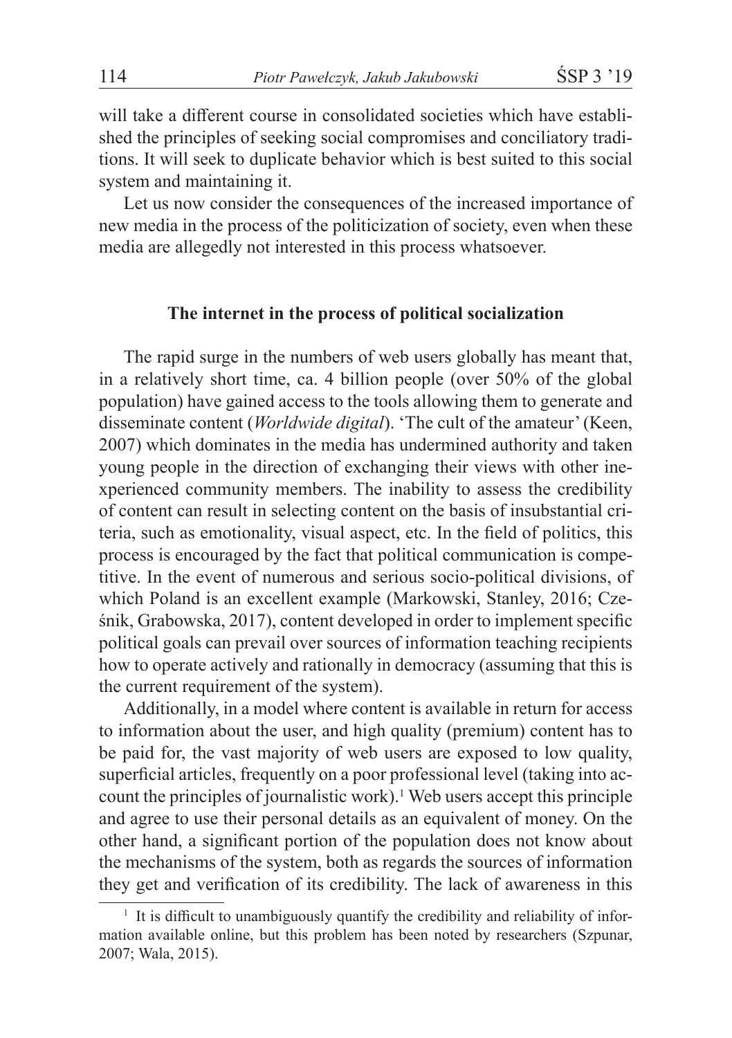will take a different course in consolidated societies which have established the principles of seeking social compromises and conciliatory traditions. It will seek to duplicate behavior which is best suited to this social system and maintaining it.

Let us now consider the consequences of the increased importance of new media in the process of the politicization of society, even when these media are allegedly not interested in this process whatsoever.

## The internet in the process of political socialization

The rapid surge in the numbers of web users globally has meant that, in a relatively short time, ca. 4 billion people (over 50% of the global population) have gained access to the tools allowing them to generate and disseminate content (*Worldwide digital*). 'The cult of the amateur' (Keen, 2007) which dominates in the media has undermined authority and taken young people in the direction of exchanging their views with other inexperienced community members. The inability to assess the credibility of content can result in selecting content on the basis of insubstantial criteria, such as emotionality, visual aspect, etc. In the field of politics, this process is encouraged by the fact that political communication is competitive. In the event of numerous and serious socio-political divisions, of which Poland is an excellent example (Markowski, Stanley, 2016; Cześnik, Grabowska, 2017), content developed in order to implement specific political goals can prevail over sources of information teaching recipients how to operate actively and rationally in democracy (assuming that this is the current requirement of the system).

Additionally, in a model where content is available in return for access to information about the user, and high quality (premium) content has to be paid for, the vast majority of web users are exposed to low quality, superficial articles, frequently on a poor professional level (taking into account the principles of journalistic work).[1] Web users accept this principle and agree to use their personal details as an equivalent of money. On the other hand, a significant portion of the population does not know about the mechanisms of the system, both as regards the sources of information they get and verification of its credibility. The lack of awareness in this

[1] It is difficult to unambiguously quantify the credibility and reliability of information available online, but this problem has been noted by researchers (Szpunar, 2007; Wala, 2015).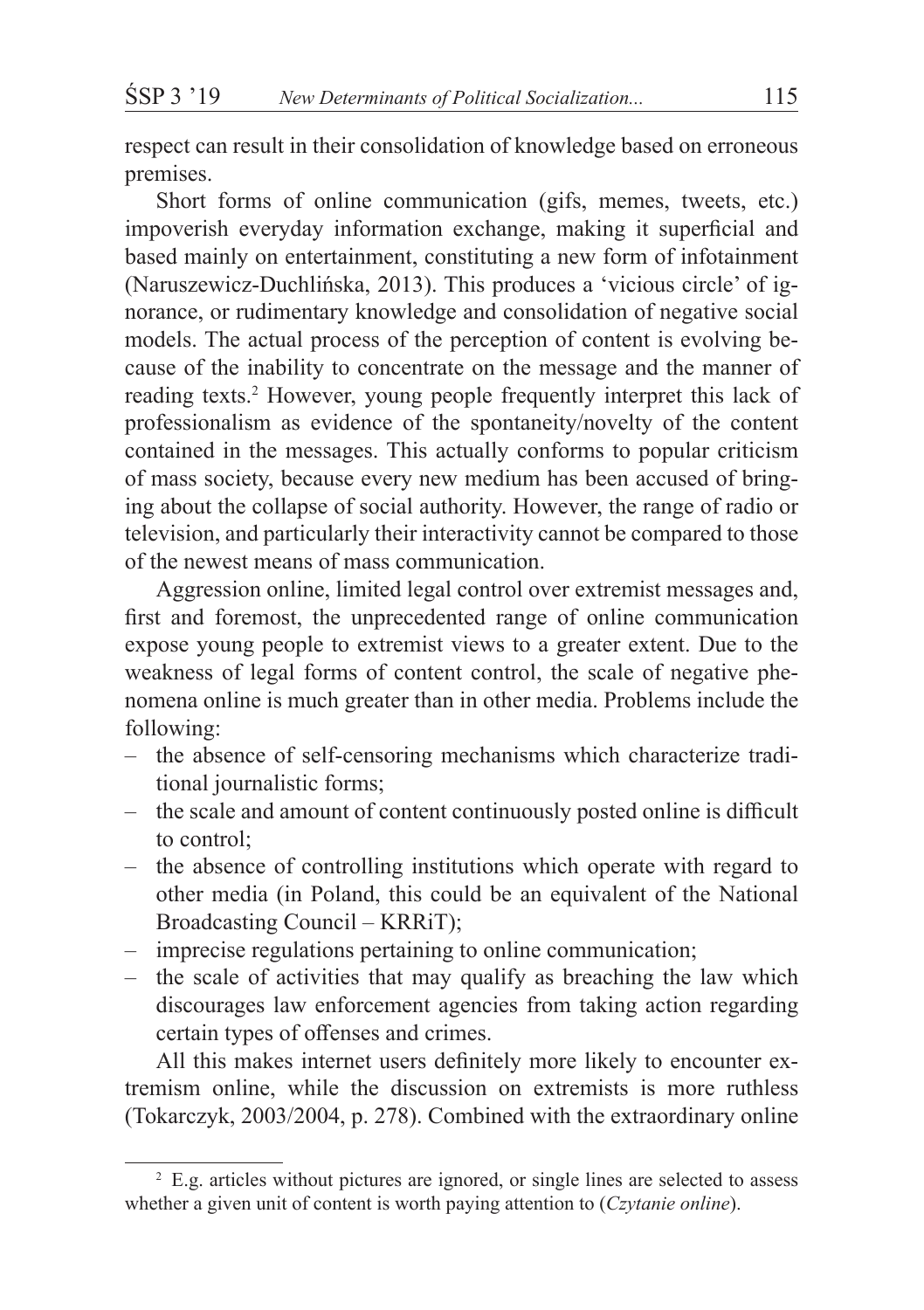respect can result in their consolidation of knowledge based on erroneous premises.

Short forms of online communication (gifs, memes, tweets, etc.) impoverish everyday information exchange, making it superficial and based mainly on entertainment, constituting a new form of infotainment (Naruszewicz-Duchlińska, 2013). This produces a 'vicious circle' of ignorance, or rudimentary knowledge and consolidation of negative social models. The actual process of the perception of content is evolving because of the inability to concentrate on the message and the manner of reading texts.[2] However, young people frequently interpret this lack of professionalism as evidence of the spontaneity/novelty of the content contained in the messages. This actually conforms to popular criticism of mass society, because every new medium has been accused of bringing about the collapse of social authority. However, the range of radio or television, and particularly their interactivity cannot be compared to those of the newest means of mass communication.

Aggression online, limited legal control over extremist messages and, first and foremost, the unprecedented range of online communication expose young people to extremist views to a greater extent. Due to the weakness of legal forms of content control, the scale of negative phenomena online is much greater than in other media. Problems include the following:

- the absence of self-censoring mechanisms which characterize traditional journalistic forms;
- the scale and amount of content continuously posted online is difficult to control;
- the absence of controlling institutions which operate with regard to other media (in Poland, this could be an equivalent of the National Broadcasting Council – KRRiT);
- imprecise regulations pertaining to online communication;
- the scale of activities that may qualify as breaching the law which discourages law enforcement agencies from taking action regarding certain types of offenses and crimes.

All this makes internet users definitely more likely to encounter extremism online, while the discussion on extremists is more ruthless (Tokarczyk, 2003/2004, p. 278). Combined with the extraordinary online

---

[2] E.g. articles without pictures are ignored, or single lines are selected to assess whether a given unit of content is worth paying attention to (*Czytanie online*).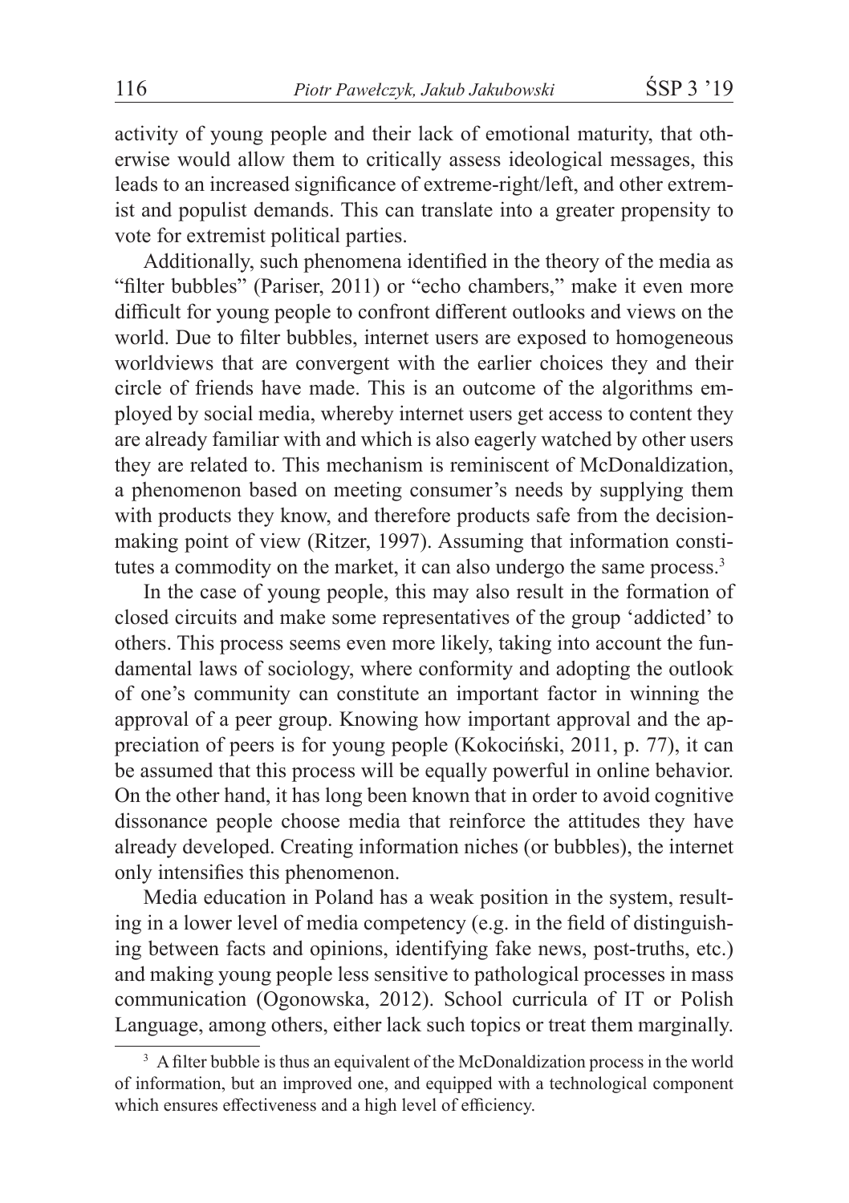activity of young people and their lack of emotional maturity, that otherwise would allow them to critically assess ideological messages, this leads to an increased significance of extreme-right/left, and other extremist and populist demands. This can translate into a greater propensity to vote for extremist political parties.

Additionally, such phenomena identified in the theory of the media as "filter bubbles" (Pariser, 2011) or "echo chambers," make it even more difficult for young people to confront different outlooks and views on the world. Due to filter bubbles, internet users are exposed to homogeneous worldviews that are convergent with the earlier choices they and their circle of friends have made. This is an outcome of the algorithms employed by social media, whereby internet users get access to content they are already familiar with and which is also eagerly watched by other users they are related to. This mechanism is reminiscent of McDonaldization, a phenomenon based on meeting consumer's needs by supplying them with products they know, and therefore products safe from the decision-making point of view (Ritzer, 1997). Assuming that information constitutes a commodity on the market, it can also undergo the same process.[3]

In the case of young people, this may also result in the formation of closed circuits and make some representatives of the group 'addicted' to others. This process seems even more likely, taking into account the fundamental laws of sociology, where conformity and adopting the outlook of one's community can constitute an important factor in winning the approval of a peer group. Knowing how important approval and the appreciation of peers is for young people (Kokociński, 2011, p. 77), it can be assumed that this process will be equally powerful in online behavior. On the other hand, it has long been known that in order to avoid cognitive dissonance people choose media that reinforce the attitudes they have already developed. Creating information niches (or bubbles), the internet only intensifies this phenomenon.

Media education in Poland has a weak position in the system, resulting in a lower level of media competency (e.g. in the field of distinguishing between facts and opinions, identifying fake news, post-truths, etc.) and making young people less sensitive to pathological processes in mass communication (Ogonowska, 2012). School curricula of IT or Polish Language, among others, either lack such topics or treat them marginally.

[3] A filter bubble is thus an equivalent of the McDonaldization process in the world of information, but an improved one, and equipped with a technological component which ensures effectiveness and a high level of efficiency.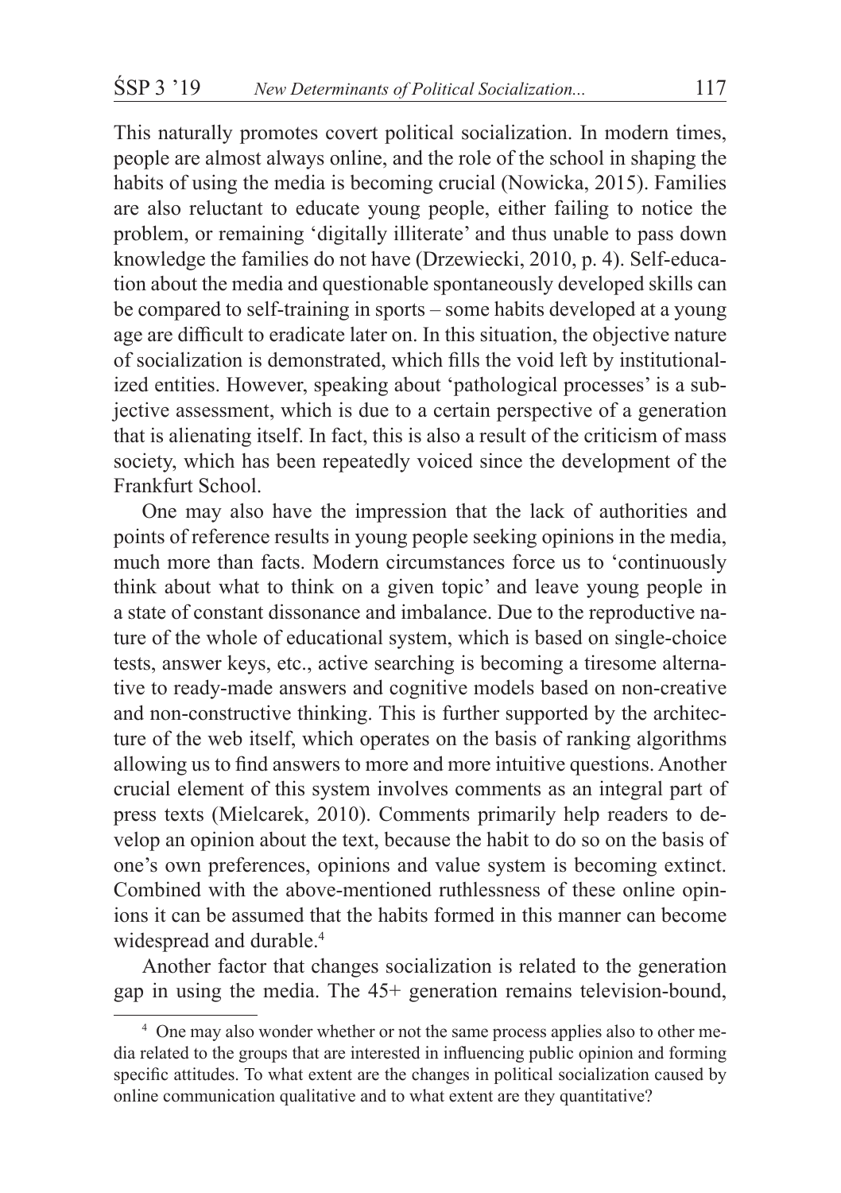This naturally promotes covert political socialization. In modern times, people are almost always online, and the role of the school in shaping the habits of using the media is becoming crucial (Nowicka, 2015). Families are also reluctant to educate young people, either failing to notice the problem, or remaining 'digitally illiterate' and thus unable to pass down knowledge the families do not have (Drzewiecki, 2010, p. 4). Self-education about the media and questionable spontaneously developed skills can be compared to self-training in sports – some habits developed at a young age are difficult to eradicate later on. In this situation, the objective nature of socialization is demonstrated, which fills the void left by institutionalized entities. However, speaking about 'pathological processes' is a subjective assessment, which is due to a certain perspective of a generation that is alienating itself. In fact, this is also a result of the criticism of mass society, which has been repeatedly voiced since the development of the Frankfurt School.

One may also have the impression that the lack of authorities and points of reference results in young people seeking opinions in the media, much more than facts. Modern circumstances force us to 'continuously think about what to think on a given topic' and leave young people in a state of constant dissonance and imbalance. Due to the reproductive nature of the whole of educational system, which is based on single-choice tests, answer keys, etc., active searching is becoming a tiresome alternative to ready-made answers and cognitive models based on non-creative and non-constructive thinking. This is further supported by the architecture of the web itself, which operates on the basis of ranking algorithms allowing us to find answers to more and more intuitive questions. Another crucial element of this system involves comments as an integral part of press texts (Mielcarek, 2010). Comments primarily help readers to develop an opinion about the text, because the habit to do so on the basis of one's own preferences, opinions and value system is becoming extinct. Combined with the above-mentioned ruthlessness of these online opinions it can be assumed that the habits formed in this manner can become widespread and durable.[4]

Another factor that changes socialization is related to the generation gap in using the media. The 45+ generation remains television-bound,

[4] One may also wonder whether or not the same process applies also to other media related to the groups that are interested in influencing public opinion and forming specific attitudes. To what extent are the changes in political socialization caused by online communication qualitative and to what extent are they quantitative?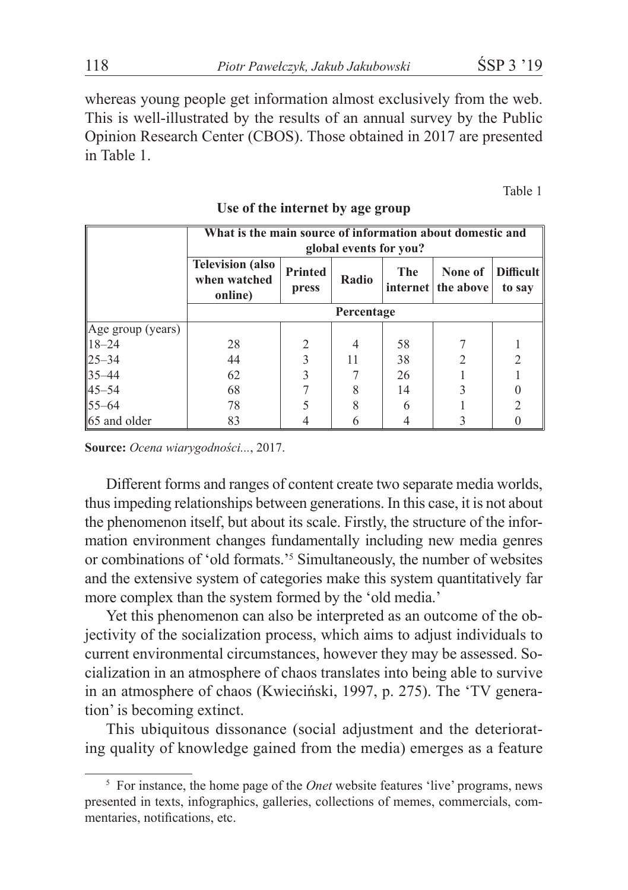whereas young people get information almost exclusively from the web. This is well-illustrated by the results of an annual survey by the Public Opinion Research Center (CBOS). Those obtained in 2017 are presented in Table 1.

Table 1

**Use of the internet by age group**

| | What is the main source of information about domestic and global events for you? | | | | | |
|---|---|---|---|---|---|---|
| | Television (also when watched online) | Printed press | Radio | The internet | None of the above | Difficult to say |
| | Percentage | | | | | |
| Age group (years) | | | | | | |
| 18–24 | 28 | 2 | 4 | 58 | 7 | 1 |
| 25–34 | 44 | 3 | 11 | 38 | 2 | 2 |
| 35–44 | 62 | 3 | 7 | 26 | 1 | 1 |
| 45–54 | 68 | 7 | 8 | 14 | 3 | 0 |
| 55–64 | 78 | 5 | 8 | 6 | 1 | 2 |
| 65 and older | 83 | 4 | 6 | 4 | 3 | 0 |

**Source:** *Ocena wiarygodności...*, 2017.

Different forms and ranges of content create two separate media worlds, thus impeding relationships between generations. In this case, it is not about the phenomenon itself, but about its scale. Firstly, the structure of the information environment changes fundamentally including new media genres or combinations of 'old formats.'[5] Simultaneously, the number of websites and the extensive system of categories make this system quantitatively far more complex than the system formed by the 'old media.'

Yet this phenomenon can also be interpreted as an outcome of the objectivity of the socialization process, which aims to adjust individuals to current environmental circumstances, however they may be assessed. Socialization in an atmosphere of chaos translates into being able to survive in an atmosphere of chaos (Kwieciński, 1997, p. 275). The 'TV generation' is becoming extinct.

This ubiquitous dissonance (social adjustment and the deteriorating quality of knowledge gained from the media) emerges as a feature

[5] For instance, the home page of the *Onet* website features 'live' programs, news presented in texts, infographics, galleries, collections of memes, commercials, commentaries, notifications, etc.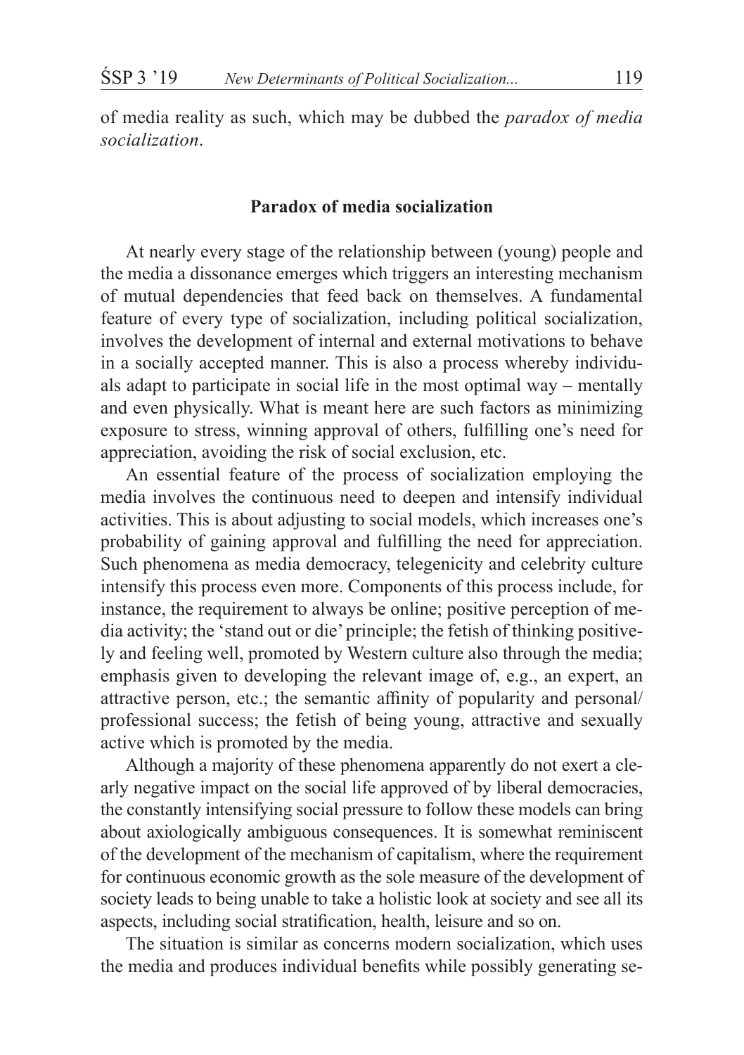of media reality as such, which may be dubbed the *paradox of media socialization*.

## Paradox of media socialization

At nearly every stage of the relationship between (young) people and the media a dissonance emerges which triggers an interesting mechanism of mutual dependencies that feed back on themselves. A fundamental feature of every type of socialization, including political socialization, involves the development of internal and external motivations to behave in a socially accepted manner. This is also a process whereby individuals adapt to participate in social life in the most optimal way – mentally and even physically. What is meant here are such factors as minimizing exposure to stress, winning approval of others, fulfilling one's need for appreciation, avoiding the risk of social exclusion, etc.

An essential feature of the process of socialization employing the media involves the continuous need to deepen and intensify individual activities. This is about adjusting to social models, which increases one's probability of gaining approval and fulfilling the need for appreciation. Such phenomena as media democracy, telegenicity and celebrity culture intensify this process even more. Components of this process include, for instance, the requirement to always be online; positive perception of media activity; the 'stand out or die' principle; the fetish of thinking positively and feeling well, promoted by Western culture also through the media; emphasis given to developing the relevant image of, e.g., an expert, an attractive person, etc.; the semantic affinity of popularity and personal/professional success; the fetish of being young, attractive and sexually active which is promoted by the media.

Although a majority of these phenomena apparently do not exert a clearly negative impact on the social life approved of by liberal democracies, the constantly intensifying social pressure to follow these models can bring about axiologically ambiguous consequences. It is somewhat reminiscent of the development of the mechanism of capitalism, where the requirement for continuous economic growth as the sole measure of the development of society leads to being unable to take a holistic look at society and see all its aspects, including social stratification, health, leisure and so on.

The situation is similar as concerns modern socialization, which uses the media and produces individual benefits while possibly generating se-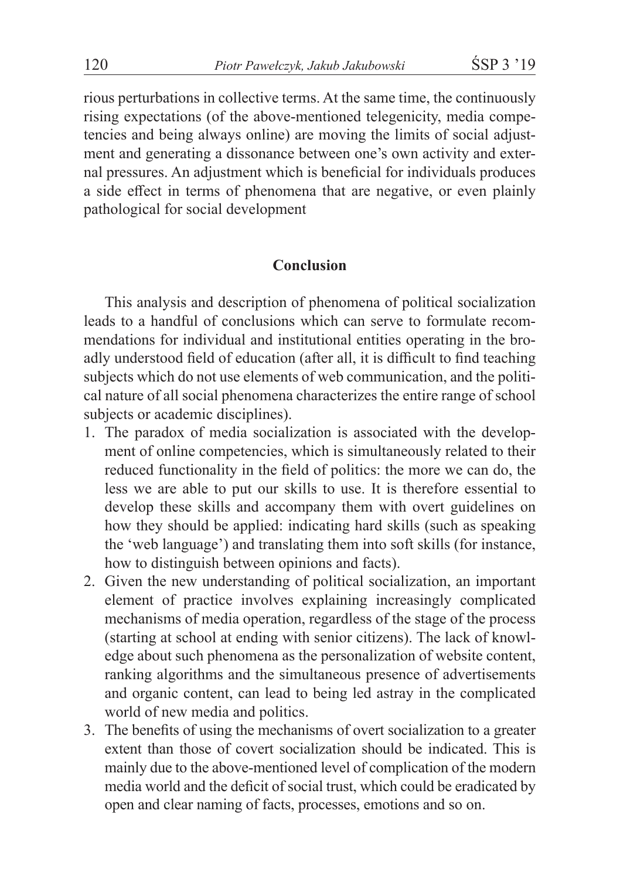rious perturbations in collective terms. At the same time, the continuously rising expectations (of the above-mentioned telegenicity, media competencies and being always online) are moving the limits of social adjustment and generating a dissonance between one's own activity and external pressures. An adjustment which is beneficial for individuals produces a side effect in terms of phenomena that are negative, or even plainly pathological for social development

## Conclusion

This analysis and description of phenomena of political socialization leads to a handful of conclusions which can serve to formulate recommendations for individual and institutional entities operating in the broadly understood field of education (after all, it is difficult to find teaching subjects which do not use elements of web communication, and the political nature of all social phenomena characterizes the entire range of school subjects or academic disciplines).

1. The paradox of media socialization is associated with the development of online competencies, which is simultaneously related to their reduced functionality in the field of politics: the more we can do, the less we are able to put our skills to use. It is therefore essential to develop these skills and accompany them with overt guidelines on how they should be applied: indicating hard skills (such as speaking the 'web language') and translating them into soft skills (for instance, how to distinguish between opinions and facts).
2. Given the new understanding of political socialization, an important element of practice involves explaining increasingly complicated mechanisms of media operation, regardless of the stage of the process (starting at school at ending with senior citizens). The lack of knowledge about such phenomena as the personalization of website content, ranking algorithms and the simultaneous presence of advertisements and organic content, can lead to being led astray in the complicated world of new media and politics.
3. The benefits of using the mechanisms of overt socialization to a greater extent than those of covert socialization should be indicated. This is mainly due to the above-mentioned level of complication of the modern media world and the deficit of social trust, which could be eradicated by open and clear naming of facts, processes, emotions and so on.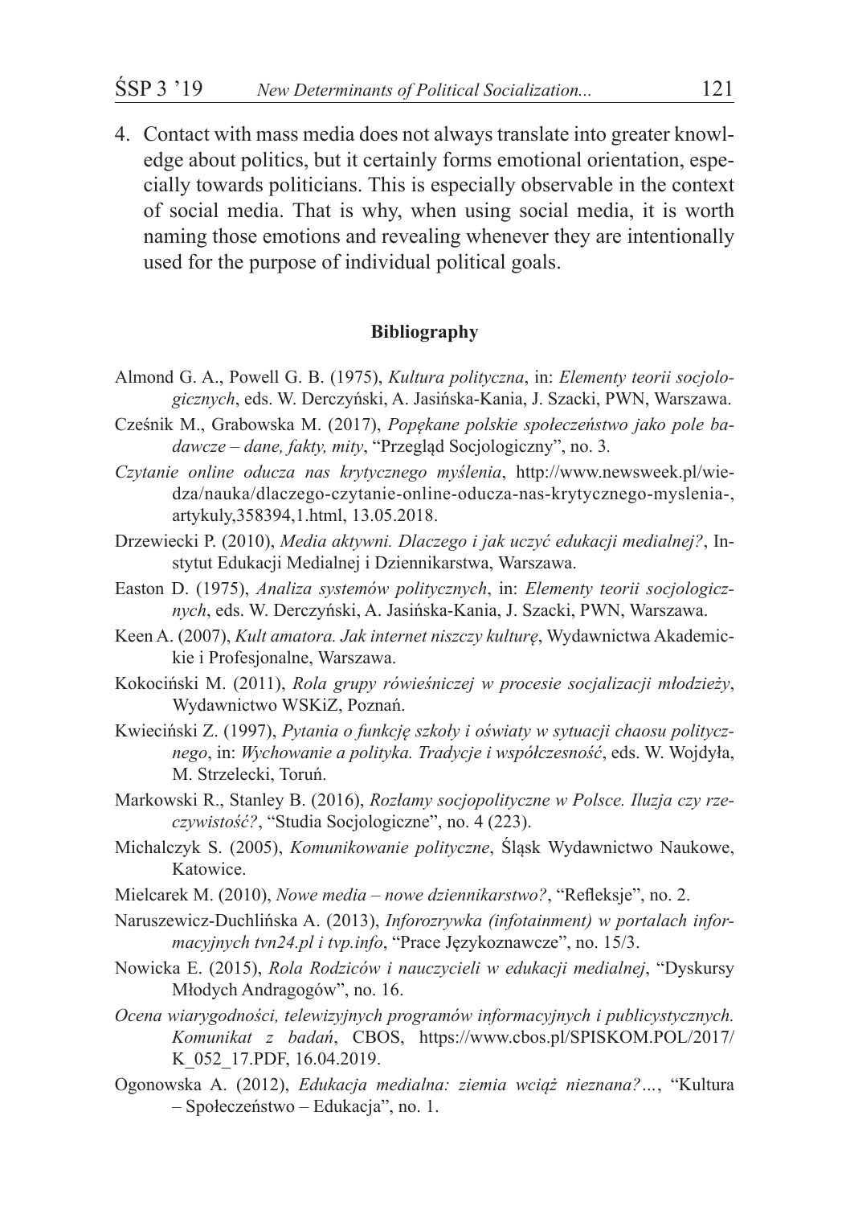4. Contact with mass media does not always translate into greater knowledge about politics, but it certainly forms emotional orientation, especially towards politicians. This is especially observable in the context of social media. That is why, when using social media, it is worth naming those emotions and revealing whenever they are intentionally used for the purpose of individual political goals.

## Bibliography

Almond G. A., Powell G. B. (1975), *Kultura polityczna*, in: *Elementy teorii socjologicznych*, eds. W. Derczyński, A. Jasińska-Kania, J. Szacki, PWN, Warszawa.

Cześnik M., Grabowska M. (2017), *Popękane polskie społeczeństwo jako pole badawcze – dane, fakty, mity*, "Przegląd Socjologiczny", no. 3.

*Czytanie online oducza nas krytycznego myślenia*, http://www.newsweek.pl/wiedza/nauka/dlaczego-czytanie-online-oducza-nas-krytycznego-myslenia-,artykuly,358394,1.html, 13.05.2018.

Drzewiecki P. (2010), *Media aktywni. Dlaczego i jak uczyć edukacji medialnej?*, Instytut Edukacji Medialnej i Dziennikarstwa, Warszawa.

Easton D. (1975), *Analiza systemów politycznych*, in: *Elementy teorii socjologicznych*, eds. W. Derczyński, A. Jasińska-Kania, J. Szacki, PWN, Warszawa.

Keen A. (2007), *Kult amatora. Jak internet niszczy kulturę*, Wydawnictwa Akademickie i Profesjonalne, Warszawa.

Kokociński M. (2011), *Rola grupy rówieśniczej w procesie socjalizacji młodzieży*, Wydawnictwo WSKiZ, Poznań.

Kwieciński Z. (1997), *Pytania o funkcję szkoły i oświaty w sytuacji chaosu politycznego*, in: *Wychowanie a polityka. Tradycje i współczesność*, eds. W. Wojdyła, M. Strzelecki, Toruń.

Markowski R., Stanley B. (2016), *Rozłamy socjopolityczne w Polsce. Iluzja czy rzeczywistość?*, "Studia Socjologiczne", no. 4 (223).

Michalczyk S. (2005), *Komunikowanie polityczne*, Śląsk Wydawnictwo Naukowe, Katowice.

Mielcarek M. (2010), *Nowe media – nowe dziennikarstwo?*, "Refleksje", no. 2.

Naruszewicz-Duchlińska A. (2013), *Inforozrywka (infotainment) w portalach informacyjnych tvn24.pl i tvp.info*, "Prace Językoznawcze", no. 15/3.

Nowicka E. (2015), *Rola Rodziców i nauczycieli w edukacji medialnej*, "Dyskursy Młodych Andragogów", no. 16.

*Ocena wiarygodności, telewizyjnych programów informacyjnych i publicystycznych. Komunikat z badań*, CBOS, https://www.cbos.pl/SPISKOM.POL/2017/K_052_17.PDF, 16.04.2019.

Ogonowska A. (2012), *Edukacja medialna: ziemia wciąż nieznana?...*, "Kultura – Społeczeństwo – Edukacja", no. 1.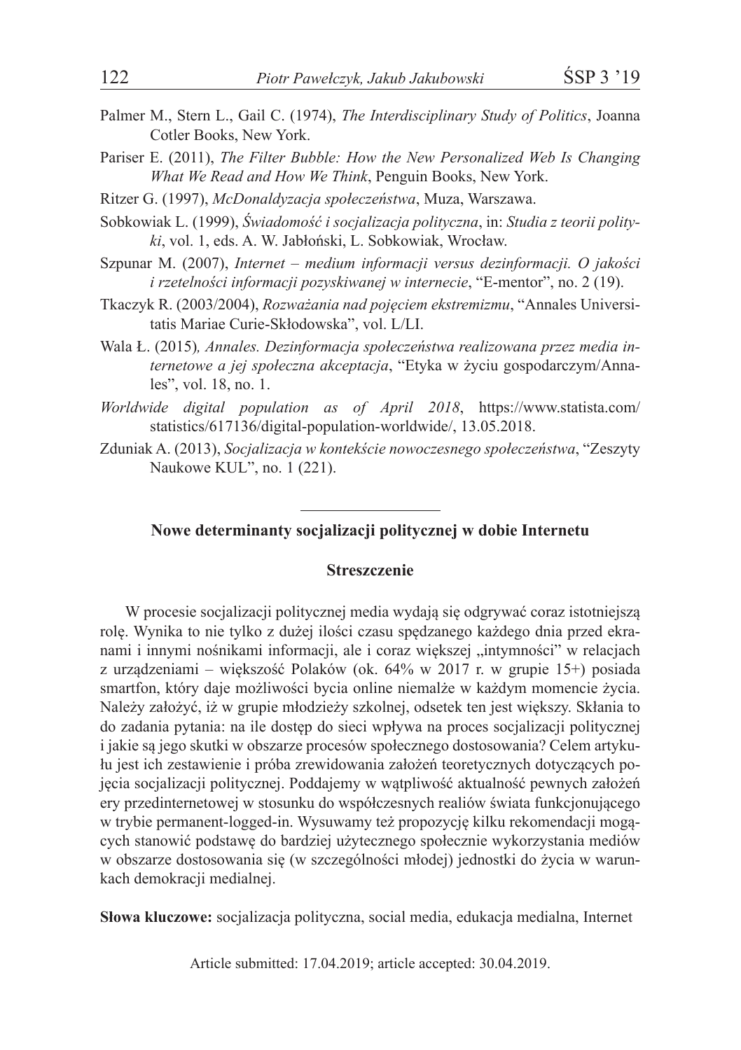Palmer M., Stern L., Gail C. (1974), *The Interdisciplinary Study of Politics*, Joanna Cotler Books, New York.

Pariser E. (2011), *The Filter Bubble: How the New Personalized Web Is Changing What We Read and How We Think*, Penguin Books, New York.

Ritzer G. (1997), *McDonaldyzacja społeczeństwa*, Muza, Warszawa.

Sobkowiak L. (1999), *Świadomość i socjalizacja polityczna*, in: *Studia z teorii polityki*, vol. 1, eds. A. W. Jabłoński, L. Sobkowiak, Wrocław.

Szpunar M. (2007), *Internet – medium informacji versus dezinformacji. O jakości i rzetelności informacji pozyskiwanej w internecie*, "E-mentor", no. 2 (19).

Tkaczyk R. (2003/2004), *Rozważania nad pojęciem ekstremizmu*, "Annales Universitatis Mariae Curie-Skłodowska", vol. L/LI.

Wala Ł. (2015)*, Annales. Dezinformacja społeczeństwa realizowana przez media internetowe a jej społeczna akceptacja*, "Etyka w życiu gospodarczym/Annales", vol. 18, no. 1.

*Worldwide digital population as of April 2018*, https://www.statista.com/statistics/617136/digital-population-worldwide/, 13.05.2018.

Zduniak A. (2013), *Socjalizacja w kontekście nowoczesnego społeczeństwa*, "Zeszyty Naukowe KUL", no. 1 (221).

---

**Nowe determinanty socjalizacji politycznej w dobie Internetu**

**Streszczenie**

W procesie socjalizacji politycznej media wydają się odgrywać coraz istotniejszą rolę. Wynika to nie tylko z dużej ilości czasu spędzanego każdego dnia przed ekranami i innymi nośnikami informacji, ale i coraz większej „intymności" w relacjach z urządzeniami – większość Polaków (ok. 64% w 2017 r. w grupie 15+) posiada smartfon, który daje możliwości bycia online niemalże w każdym momencie życia. Należy założyć, iż w grupie młodzieży szkolnej, odsetek ten jest większy. Skłania to do zadania pytania: na ile dostęp do sieci wpływa na proces socjalizacji politycznej i jakie są jego skutki w obszarze procesów społecznego dostosowania? Celem artykułu jest ich zestawienie i próba zrewidowania założeń teoretycznych dotyczących pojęcia socjalizacji politycznej. Poddajemy w wątpliwość aktualność pewnych założeń ery przedinternetowej w stosunku do współczesnych realiów świata funkcjonującego w trybie permanent-logged-in. Wysuwamy też propozycję kilku rekomendacji mogących stanowić podstawę do bardziej użytecznego społecznie wykorzystania mediów w obszarze dostosowania się (w szczególności młodej) jednostki do życia w warunkach demokracji medialnej.

**Słowa kluczowe:** socjalizacja polityczna, social media, edukacja medialna, Internet

Article submitted: 17.04.2019; article accepted: 30.04.2019.